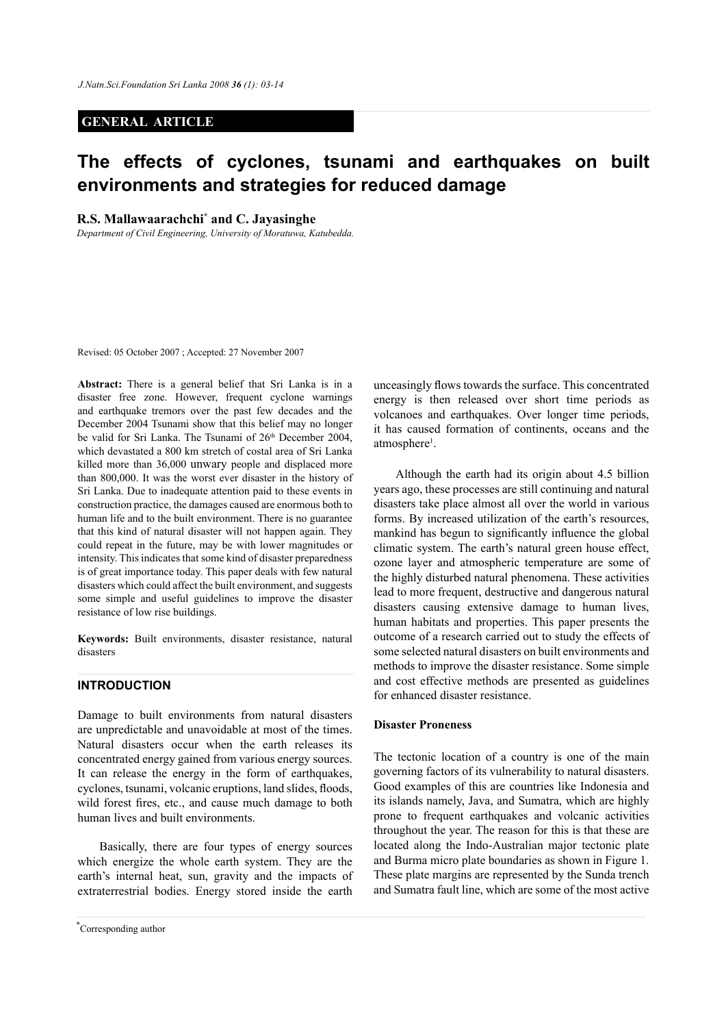## GENERAL ARTICLE

# The effects of cyclones, tsunami and earthquakes on built environments and strategies for reduced damage

**R.S. Mallawaarachchi*** **and C. Jayasinghe**

*Department of Civil Engineering, University of Moratuwa, Katubedda.*

Revised: 05 October 2007 ; Accepted: 27 November 2007

**Abstract:** There is a general belief that Sri Lanka is in a disaster free zone. However, frequent cyclone warnings and earthquake tremors over the past few decades and the December 2004 Tsunami show that this belief may no longer be valid for Sri Lanka. The Tsunami of 26th December 2004, which devastated a 800 km stretch of costal area of Sri Lanka killed more than 36,000 unwary people and displaced more than 800,000. It was the worst ever disaster in the history of Sri Lanka. Due to inadequate attention paid to these events in construction practice, the damages caused are enormous both to human life and to the built environment. There is no guarantee that this kind of natural disaster will not happen again. They could repeat in the future, may be with lower magnitudes or intensity. This indicates that some kind of disaster preparedness is of great importance today. This paper deals with few natural disasters which could affect the built environment, and suggests some simple and useful guidelines to improve the disaster resistance of low rise buildings.

**Keywords:** Built environments, disaster resistance, natural disasters

## INTRODUCTION

Damage to built environments from natural disasters are unpredictable and unavoidable at most of the times. Natural disasters occur when the earth releases its concentrated energy gained from various energy sources. It can release the energy in the form of earthquakes, cyclones, tsunami, volcanic eruptions, land slides, floods, wild forest fires, etc., and cause much damage to both human lives and built environments.

Basically, there are four types of energy sources which energize the whole earth system. They are the earth's internal heat, sun, gravity and the impacts of extraterrestrial bodies. Energy stored inside the earth unceasingly flows towards the surface. This concentrated energy is then released over short time periods as volcanoes and earthquakes. Over longer time periods, it has caused formation of continents, oceans and the atmosphere[1].

Although the earth had its origin about 4.5 billion years ago, these processes are still continuing and natural disasters take place almost all over the world in various forms. By increased utilization of the earth's resources, mankind has begun to significantly influence the global climatic system. The earth's natural green house effect, ozone layer and atmospheric temperature are some of the highly disturbed natural phenomena. These activities lead to more frequent, destructive and dangerous natural disasters causing extensive damage to human lives, human habitats and properties. This paper presents the outcome of a research carried out to study the effects of some selected natural disasters on built environments and methods to improve the disaster resistance. Some simple and cost effective methods are presented as guidelines for enhanced disaster resistance.

### Disaster Proneness

The tectonic location of a country is one of the main governing factors of its vulnerability to natural disasters. Good examples of this are countries like Indonesia and its islands namely, Java, and Sumatra, which are highly prone to frequent earthquakes and volcanic activities throughout the year. The reason for this is that these are located along the Indo-Australian major tectonic plate and Burma micro plate boundaries as shown in Figure 1. These plate margins are represented by the Sunda trench and Sumatra fault line, which are some of the most active

*Corresponding author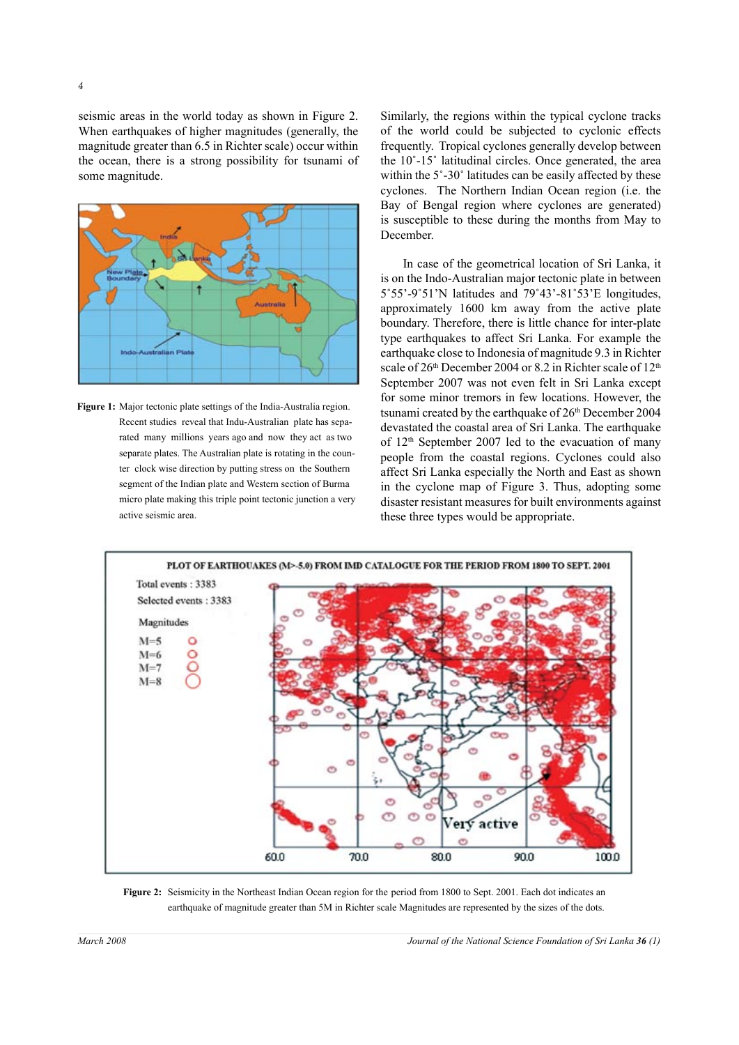seismic areas in the world today as shown in Figure 2. When earthquakes of higher magnitudes (generally, the magnitude greater than 6.5 in Richter scale) occur within the ocean, there is a strong possibility for tsunami of some magnitude.

**Figure 1:** Major tectonic plate settings of the India-Australia region. Recent studies reveal that Indu-Australian plate has separated many millions years ago and now they act as two separate plates. The Australian plate is rotating in the counter clock wise direction by putting stress on the Southern segment of the Indian plate and Western section of Burma micro plate making this triple point tectonic junction a very active seismic area.

Similarly, the regions within the typical cyclone tracks of the world could be subjected to cyclonic effects frequently. Tropical cyclones generally develop between the 10˚-15˚ latitudinal circles. Once generated, the area within the 5˚-30˚ latitudes can be easily affected by these cyclones. The Northern Indian Ocean region (i.e. the Bay of Bengal region where cyclones are generated) is susceptible to these during the months from May to December.

In case of the geometrical location of Sri Lanka, it is on the Indo-Australian major tectonic plate in between 5˚55'-9˚51'N latitudes and 79˚43'-81˚53'E longitudes, approximately 1600 km away from the active plate boundary. Therefore, there is little chance for inter-plate type earthquakes to affect Sri Lanka. For example the earthquake close to Indonesia of magnitude 9.3 in Richter scale of 26th December 2004 or 8.2 in Richter scale of 12th September 2007 was not even felt in Sri Lanka except for some minor tremors in few locations. However, the tsunami created by the earthquake of 26th December 2004 devastated the coastal area of Sri Lanka. The earthquake of 12th September 2007 led to the evacuation of many people from the coastal regions. Cyclones could also affect Sri Lanka especially the North and East as shown in the cyclone map of Figure 3. Thus, adopting some disaster resistant measures for built environments against these three types would be appropriate.

**Figure 2:** Seismicity in the Northeast Indian Ocean region for the period from 1800 to Sept. 2001. Each dot indicates an earthquake of magnitude greater than 5M in Richter scale Magnitudes are represented by the sizes of the dots.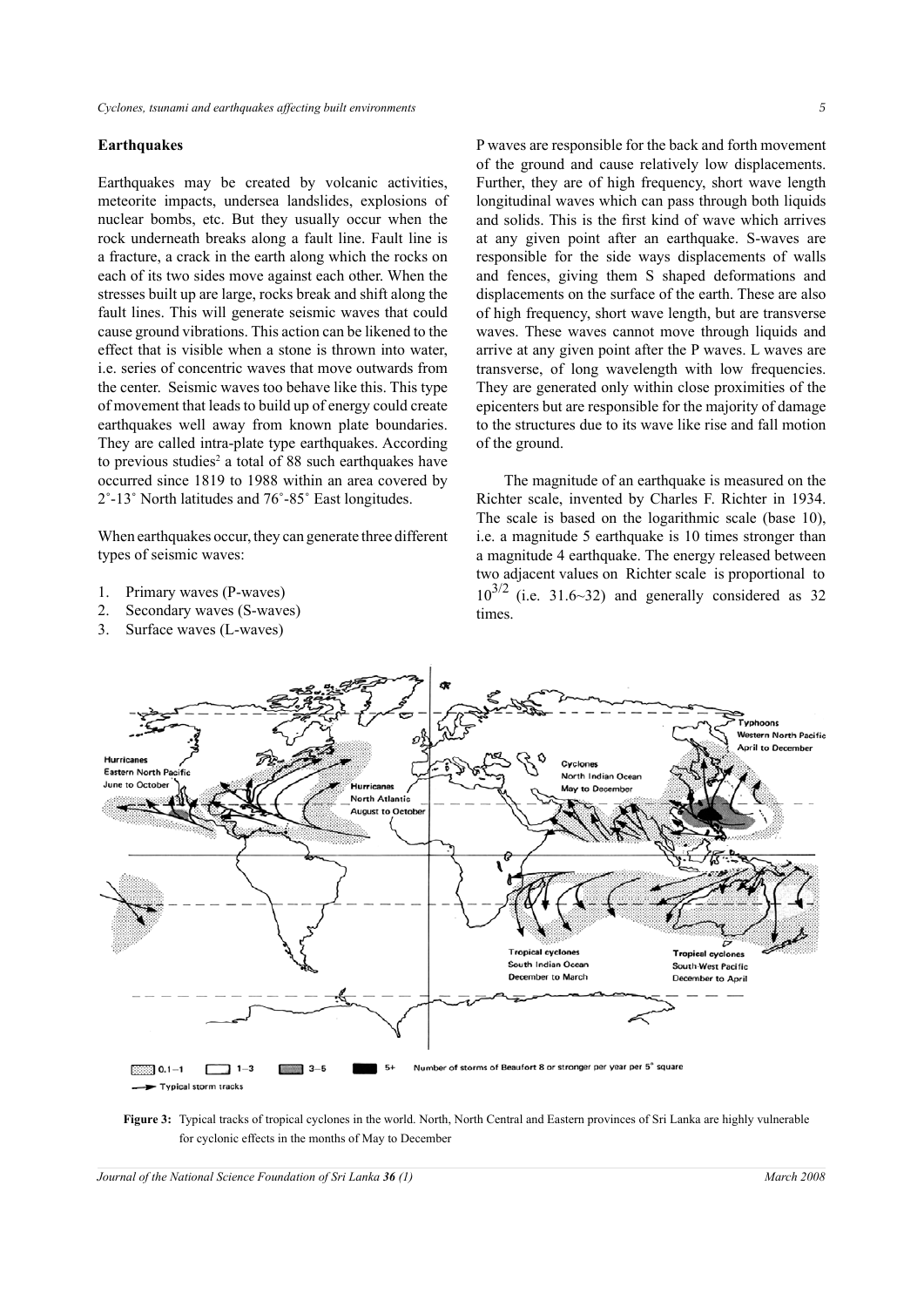## Earthquakes

Earthquakes may be created by volcanic activities, meteorite impacts, undersea landslides, explosions of nuclear bombs, etc. But they usually occur when the rock underneath breaks along a fault line. Fault line is a fracture, a crack in the earth along which the rocks on each of its two sides move against each other. When the stresses built up are large, rocks break and shift along the fault lines. This will generate seismic waves that could cause ground vibrations. This action can be likened to the effect that is visible when a stone is thrown into water, i.e. series of concentric waves that move outwards from the center. Seismic waves too behave like this. This type of movement that leads to build up of energy could create earthquakes well away from known plate boundaries. They are called intra-plate type earthquakes. According to previous studies[2] a total of 88 such earthquakes have occurred since 1819 to 1988 within an area covered by 2˚-13˚ North latitudes and 76˚-85˚ East longitudes.

When earthquakes occur, they can generate three different types of seismic waves:

1. Primary waves (P-waves)
2. Secondary waves (S-waves)
3. Surface waves (L-waves)

P waves are responsible for the back and forth movement of the ground and cause relatively low displacements. Further, they are of high frequency, short wave length longitudinal waves which can pass through both liquids and solids. This is the first kind of wave which arrives at any given point after an earthquake. S-waves are responsible for the side ways displacements of walls and fences, giving them S shaped deformations and displacements on the surface of the earth. These are also of high frequency, short wave length, but are transverse waves. These waves cannot move through liquids and arrive at any given point after the P waves. L waves are transverse, of long wavelength with low frequencies. They are generated only within close proximities of the epicenters but are responsible for the majority of damage to the structures due to its wave like rise and fall motion of the ground.

The magnitude of an earthquake is measured on the Richter scale, invented by Charles F. Richter in 1934. The scale is based on the logarithmic scale (base 10), i.e. a magnitude 5 earthquake is 10 times stronger than a magnitude 4 earthquake. The energy released between two adjacent values on Richter scale is proportional to $10^{3/2}$ (i.e. 31.6~32) and generally considered as 32 times.

**Figure 3:** Typical tracks of tropical cyclones in the world. North, North Central and Eastern provinces of Sri Lanka are highly vulnerable for cyclonic effects in the months of May to December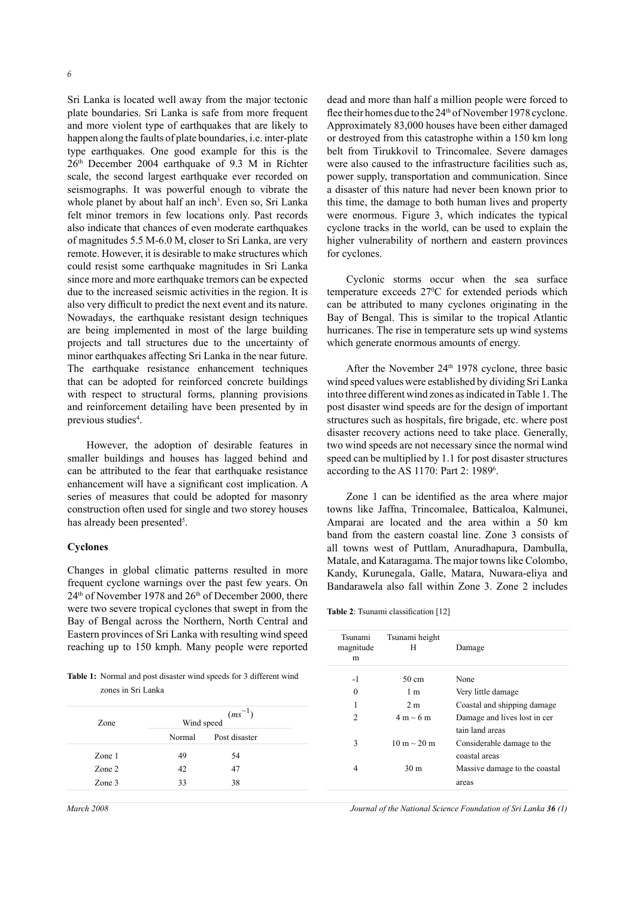Sri Lanka is located well away from the major tectonic plate boundaries. Sri Lanka is safe from more frequent and more violent type of earthquakes that are likely to happen along the faults of plate boundaries, i.e. inter-plate type earthquakes. One good example for this is the 26th December 2004 earthquake of 9.3 M in Richter scale, the second largest earthquake ever recorded on seismographs. It was powerful enough to vibrate the whole planet by about half an inch[3]. Even so, Sri Lanka felt minor tremors in few locations only. Past records also indicate that chances of even moderate earthquakes of magnitudes 5.5 M-6.0 M, closer to Sri Lanka, are very remote. However, it is desirable to make structures which could resist some earthquake magnitudes in Sri Lanka since more and more earthquake tremors can be expected due to the increased seismic activities in the region. It is also very difficult to predict the next event and its nature. Nowadays, the earthquake resistant design techniques are being implemented in most of the large building projects and tall structures due to the uncertainty of minor earthquakes affecting Sri Lanka in the near future. The earthquake resistance enhancement techniques that can be adopted for reinforced concrete buildings with respect to structural forms, planning provisions and reinforcement detailing have been presented by in previous studies[4].

However, the adoption of desirable features in smaller buildings and houses has lagged behind and can be attributed to the fear that earthquake resistance enhancement will have a significant cost implication. A series of measures that could be adopted for masonry construction often used for single and two storey houses has already been presented[5].

## Cyclones

Changes in global climatic patterns resulted in more frequent cyclone warnings over the past few years. On 24th of November 1978 and 26th of December 2000, there were two severe tropical cyclones that swept in from the Bay of Bengal across the Northern, North Central and Eastern provinces of Sri Lanka with resulting wind speed reaching up to 150 kmph. Many people were reported dead and more than half a million people were forced to flee their homes due to the 24th of November 1978 cyclone. Approximately 83,000 houses have been either damaged or destroyed from this catastrophe within a 150 km long belt from Tirukkovil to Trincomalee. Severe damages were also caused to the infrastructure facilities such as, power supply, transportation and communication. Since a disaster of this nature had never been known prior to this time, the damage to both human lives and property were enormous. Figure 3, which indicates the typical cyclone tracks in the world, can be used to explain the higher vulnerability of northern and eastern provinces for cyclones.

**Table 1:** Normal and post disaster wind speeds for 3 different wind zones in Sri Lanka

| Zone | Wind speed $(ms^{-1})$ | |
|---|---|---|
| | Normal | Post disaster |
| Zone 1 | 49 | 54 |
| Zone 2 | 42 | 47 |
| Zone 3 | 33 | 38 |

Cyclonic storms occur when the sea surface temperature exceeds $27^0$C for extended periods which can be attributed to many cyclones originating in the Bay of Bengal. This is similar to the tropical Atlantic hurricanes. The rise in temperature sets up wind systems which generate enormous amounts of energy.

After the November 24th 1978 cyclone, three basic wind speed values were established by dividing Sri Lanka into three different wind zones as indicated in Table 1. The post disaster wind speeds are for the design of important structures such as hospitals, fire brigade, etc. where post disaster recovery actions need to take place. Generally, two wind speeds are not necessary since the normal wind speed can be multiplied by 1.1 for post disaster structures according to the AS 1170: Part 2: 1989[6].

Zone 1 can be identified as the area where major towns like Jaffna, Trincomalee, Batticaloa, Kalmunei, Amparai are located and the area within a 50 km band from the eastern coastal line. Zone 3 consists of all towns west of Puttlam, Anuradhapura, Dambulla, Matale, and Kataragama. The major towns like Colombo, Kandy, Kurunegala, Galle, Matara, Nuwara-eliya and Bandarawela also fall within Zone 3. Zone 2 includes

**Table 2**: Tsunami classification [12]

| Tsunami magnitude m | Tsunami height H | Damage |
|---|---|---|
| -1 | 50 cm | None |
| 0 | 1 m | Very little damage |
| 1 | 2 m | Coastal and shipping damage |
| 2 | 4 m ~ 6 m | Damage and lives lost in certain land areas |
| 3 | 10 m ~ 20 m | Considerable damage to the coastal areas |
| 4 | 30 m | Massive damage to the coastal areas |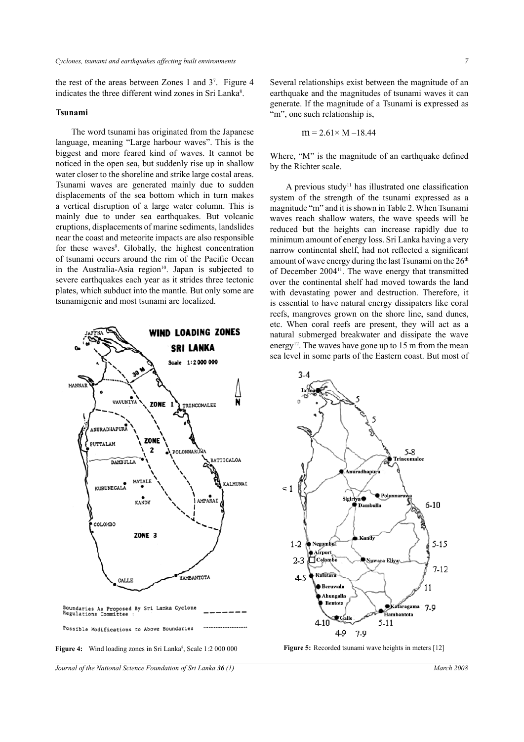the rest of the areas between Zones 1 and 3[7]. Figure 4 indicates the three different wind zones in Sri Lanka[8].

## Tsunami

The word tsunami has originated from the Japanese language, meaning "Large harbour waves". This is the biggest and more feared kind of waves. It cannot be noticed in the open sea, but suddenly rise up in shallow water closer to the shoreline and strike large costal areas. Tsunami waves are generated mainly due to sudden displacements of the sea bottom which in turn makes a vertical disruption of a large water column. This is mainly due to under sea earthquakes. But volcanic eruptions, displacements of marine sediments, landslides near the coast and meteorite impacts are also responsible for these waves[9]. Globally, the highest concentration of tsunami occurs around the rim of the Pacific Ocean in the Australia-Asia region[10]. Japan is subjected to severe earthquakes each year as it strides three tectonic plates, which subduct into the mantle. But only some are tsunamigenic and most tsunami are localized.

Figure 4: Wind loading zones in Sri Lanka[8], Scale 1:2 000 000

Several relationships exist between the magnitude of an earthquake and the magnitudes of tsunami waves it can generate. If the magnitude of a Tsunami is expressed as "m", one such relationship is,

$$m = 2.61 \times M - 18.44$$

Where, "M" is the magnitude of an earthquake defined by the Richter scale.

A previous study[11] has illustrated one classification system of the strength of the tsunami expressed as a magnitude "m" and it is shown in Table 2. When Tsunami waves reach shallow waters, the wave speeds will be reduced but the heights can increase rapidly due to minimum amount of energy loss. Sri Lanka having a very narrow continental shelf, had not reflected a significant amount of wave energy during the last Tsunami on the 26th of December 2004[11]. The wave energy that transmitted over the continental shelf had moved towards the land with devastating power and destruction. Therefore, it is essential to have natural energy dissipaters like coral reefs, mangroves grown on the shore line, sand dunes, etc. When coral reefs are present, they will act as a natural submerged breakwater and dissipate the wave energy[12]. The waves have gone up to 15 m from the mean sea level in some parts of the Eastern coast. But most of

Figure 5: Recorded tsunami wave heights in meters [12]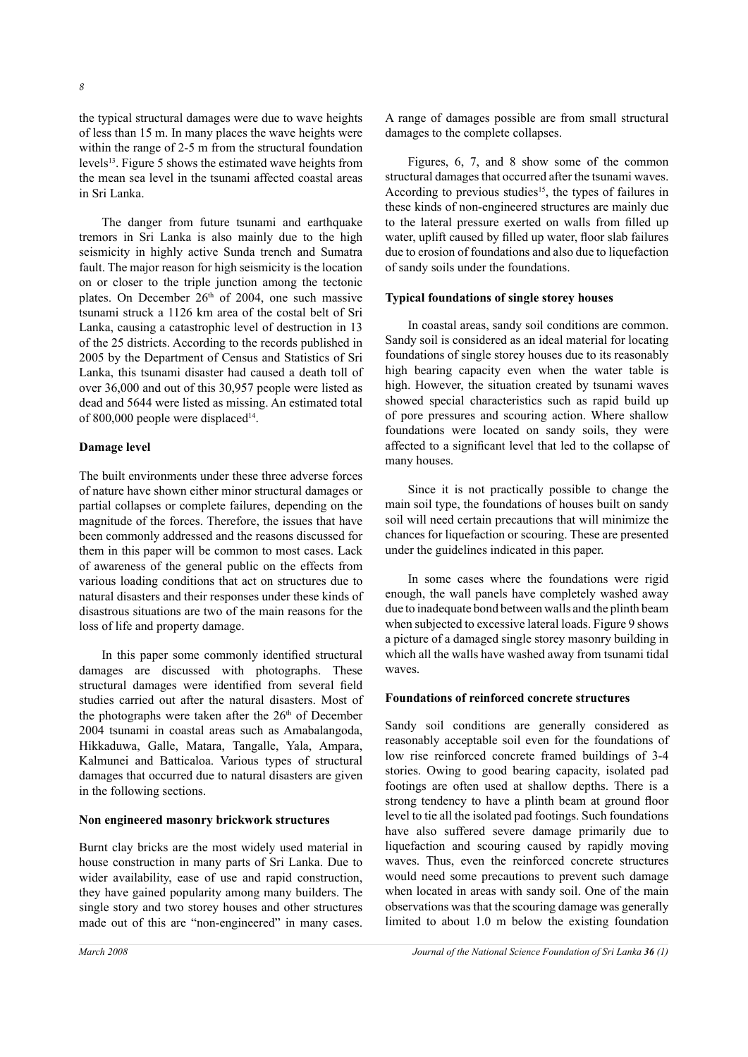the typical structural damages were due to wave heights of less than 15 m. In many places the wave heights were within the range of 2-5 m from the structural foundation levels[13]. Figure 5 shows the estimated wave heights from the mean sea level in the tsunami affected coastal areas in Sri Lanka.

The danger from future tsunami and earthquake tremors in Sri Lanka is also mainly due to the high seismicity in highly active Sunda trench and Sumatra fault. The major reason for high seismicity is the location on or closer to the triple junction among the tectonic plates. On December 26th of 2004, one such massive tsunami struck a 1126 km area of the costal belt of Sri Lanka, causing a catastrophic level of destruction in 13 of the 25 districts. According to the records published in 2005 by the Department of Census and Statistics of Sri Lanka, this tsunami disaster had caused a death toll of over 36,000 and out of this 30,957 people were listed as dead and 5644 were listed as missing. An estimated total of 800,000 people were displaced[14].

## Damage level

The built environments under these three adverse forces of nature have shown either minor structural damages or partial collapses or complete failures, depending on the magnitude of the forces. Therefore, the issues that have been commonly addressed and the reasons discussed for them in this paper will be common to most cases. Lack of awareness of the general public on the effects from various loading conditions that act on structures due to natural disasters and their responses under these kinds of disastrous situations are two of the main reasons for the loss of life and property damage.

In this paper some commonly identified structural damages are discussed with photographs. These structural damages were identified from several field studies carried out after the natural disasters. Most of the photographs were taken after the 26th of December 2004 tsunami in coastal areas such as Amabalangoda, Hikkaduwa, Galle, Matara, Tangalle, Yala, Ampara, Kalmunei and Batticaloa. Various types of structural damages that occurred due to natural disasters are given in the following sections.

## Non engineered masonry brickwork structures

Burnt clay bricks are the most widely used material in house construction in many parts of Sri Lanka. Due to wider availability, ease of use and rapid construction, they have gained popularity among many builders. The single story and two storey houses and other structures made out of this are "non-engineered" in many cases. A range of damages possible are from small structural damages to the complete collapses.

Figures, 6, 7, and 8 show some of the common structural damages that occurred after the tsunami waves. According to previous studies[15], the types of failures in these kinds of non-engineered structures are mainly due to the lateral pressure exerted on walls from filled up water, uplift caused by filled up water, floor slab failures due to erosion of foundations and also due to liquefaction of sandy soils under the foundations.

## Typical foundations of single storey houses

In coastal areas, sandy soil conditions are common. Sandy soil is considered as an ideal material for locating foundations of single storey houses due to its reasonably high bearing capacity even when the water table is high. However, the situation created by tsunami waves showed special characteristics such as rapid build up of pore pressures and scouring action. Where shallow foundations were located on sandy soils, they were affected to a significant level that led to the collapse of many houses.

Since it is not practically possible to change the main soil type, the foundations of houses built on sandy soil will need certain precautions that will minimize the chances for liquefaction or scouring. These are presented under the guidelines indicated in this paper.

In some cases where the foundations were rigid enough, the wall panels have completely washed away due to inadequate bond between walls and the plinth beam when subjected to excessive lateral loads. Figure 9 shows a picture of a damaged single storey masonry building in which all the walls have washed away from tsunami tidal waves.

## Foundations of reinforced concrete structures

Sandy soil conditions are generally considered as reasonably acceptable soil even for the foundations of low rise reinforced concrete framed buildings of 3-4 stories. Owing to good bearing capacity, isolated pad footings are often used at shallow depths. There is a strong tendency to have a plinth beam at ground floor level to tie all the isolated pad footings. Such foundations have also suffered severe damage primarily due to liquefaction and scouring caused by rapidly moving waves. Thus, even the reinforced concrete structures would need some precautions to prevent such damage when located in areas with sandy soil. One of the main observations was that the scouring damage was generally limited to about 1.0 m below the existing foundation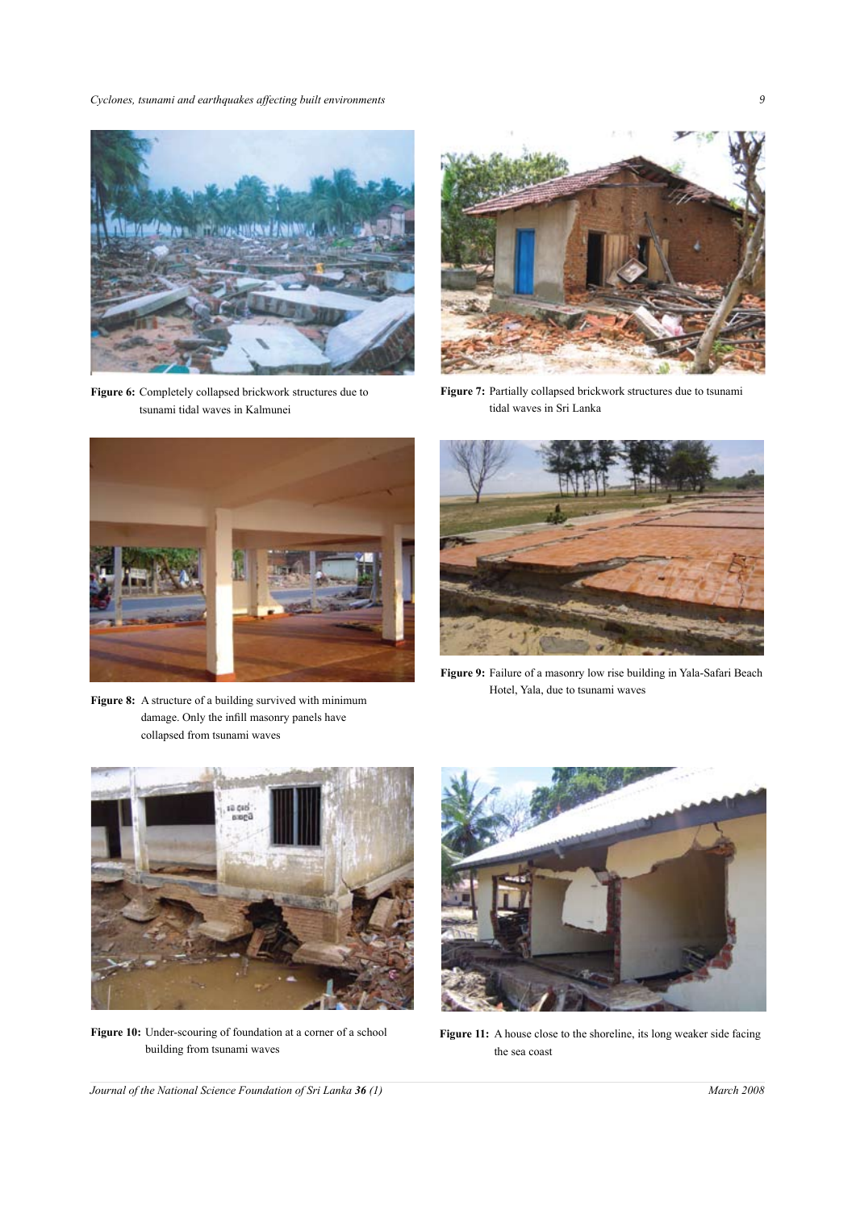**Figure 6:** Completely collapsed brickwork structures due to tsunami tidal waves in Kalmunei

**Figure 7:** Partially collapsed brickwork structures due to tsunami tidal waves in Sri Lanka

**Figure 8:** A structure of a building survived with minimum damage. Only the infill masonry panels have collapsed from tsunami waves

**Figure 9:** Failure of a masonry low rise building in Yala-Safari Beach Hotel, Yala, due to tsunami waves

**Figure 10:** Under-scouring of foundation at a corner of a school building from tsunami waves

**Figure 11:** A house close to the shoreline, its long weaker side facing the sea coast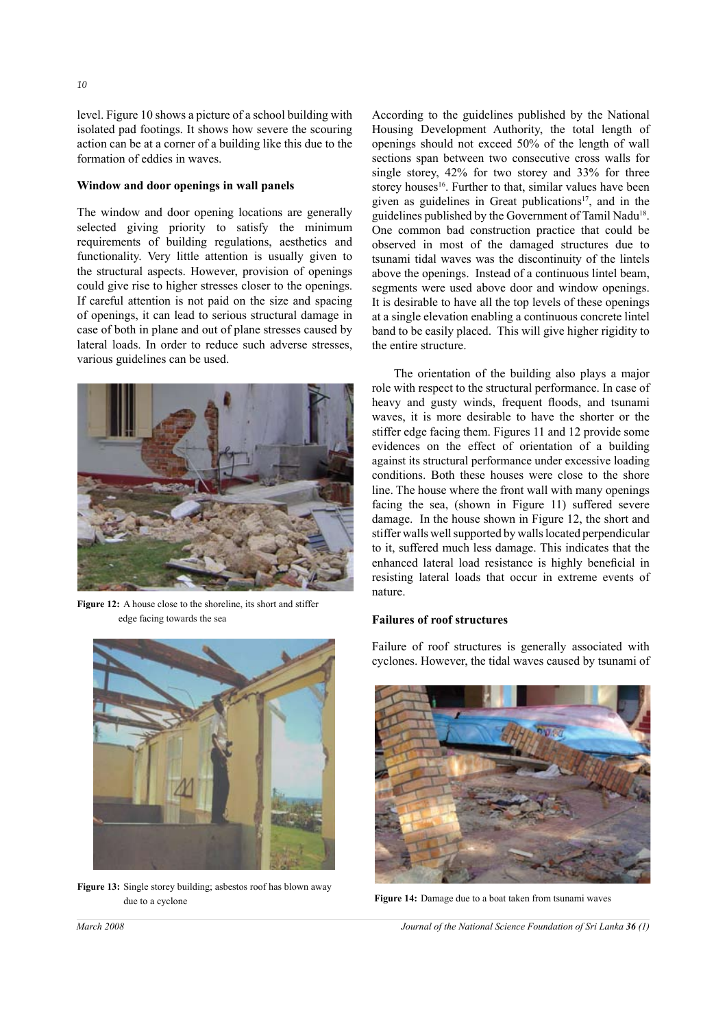level. Figure 10 shows a picture of a school building with isolated pad footings. It shows how severe the scouring action can be at a corner of a building like this due to the formation of eddies in waves.

### Window and door openings in wall panels

The window and door opening locations are generally selected giving priority to satisfy the minimum requirements of building regulations, aesthetics and functionality. Very little attention is usually given to the structural aspects. However, provision of openings could give rise to higher stresses closer to the openings. If careful attention is not paid on the size and spacing of openings, it can lead to serious structural damage in case of both in plane and out of plane stresses caused by lateral loads. In order to reduce such adverse stresses, various guidelines can be used.

**Figure 12:** A house close to the shoreline, its short and stiffer edge facing towards the sea

**Figure 13:** Single storey building; asbestos roof has blown away due to a cyclone

According to the guidelines published by the National Housing Development Authority, the total length of openings should not exceed 50% of the length of wall sections span between two consecutive cross walls for single storey, 42% for two storey and 33% for three storey houses[16]. Further to that, similar values have been given as guidelines in Great publications[17], and in the guidelines published by the Government of Tamil Nadu[18]. One common bad construction practice that could be observed in most of the damaged structures due to tsunami tidal waves was the discontinuity of the lintels above the openings. Instead of a continuous lintel beam, segments were used above door and window openings. It is desirable to have all the top levels of these openings at a single elevation enabling a continuous concrete lintel band to be easily placed. This will give higher rigidity to the entire structure.

The orientation of the building also plays a major role with respect to the structural performance. In case of heavy and gusty winds, frequent floods, and tsunami waves, it is more desirable to have the shorter or the stiffer edge facing them. Figures 11 and 12 provide some evidences on the effect of orientation of a building against its structural performance under excessive loading conditions. Both these houses were close to the shore line. The house where the front wall with many openings facing the sea, (shown in Figure 11) suffered severe damage. In the house shown in Figure 12, the short and stiffer walls well supported by walls located perpendicular to it, suffered much less damage. This indicates that the enhanced lateral load resistance is highly beneficial in resisting lateral loads that occur in extreme events of nature.

### Failures of roof structures

Failure of roof structures is generally associated with cyclones. However, the tidal waves caused by tsunami of

**Figure 14:** Damage due to a boat taken from tsunami waves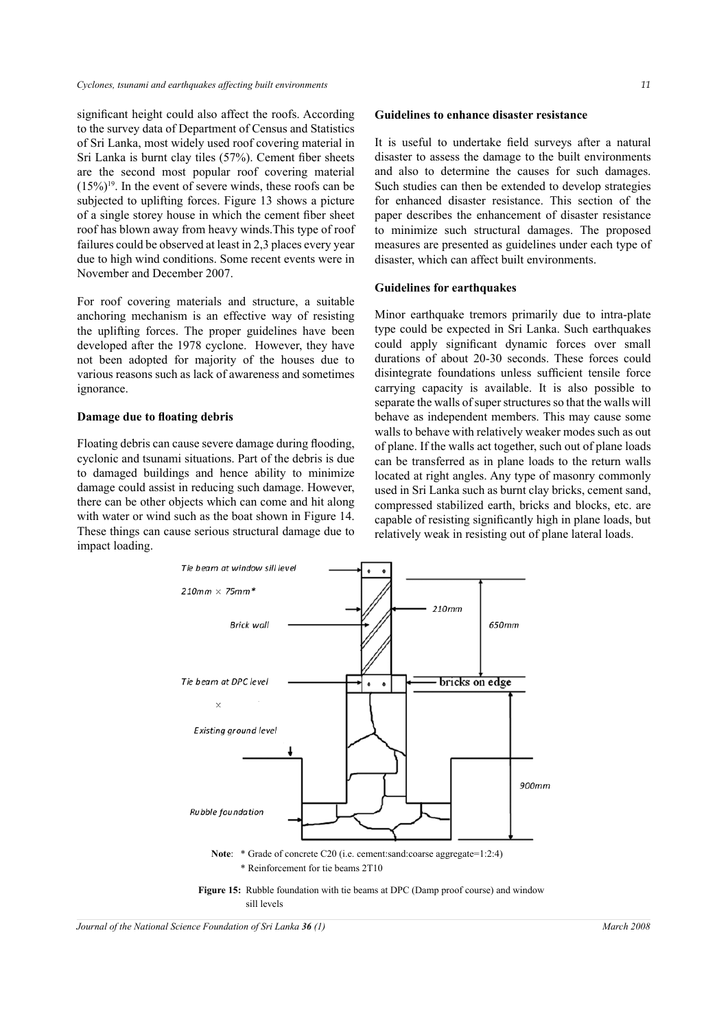significant height could also affect the roofs. According to the survey data of Department of Census and Statistics of Sri Lanka, most widely used roof covering material in Sri Lanka is burnt clay tiles (57%). Cement fiber sheets are the second most popular roof covering material (15%)[19]. In the event of severe winds, these roofs can be subjected to uplifting forces. Figure 13 shows a picture of a single storey house in which the cement fiber sheet roof has blown away from heavy winds.This type of roof failures could be observed at least in 2,3 places every year due to high wind conditions. Some recent events were in November and December 2007.

For roof covering materials and structure, a suitable anchoring mechanism is an effective way of resisting the uplifting forces. The proper guidelines have been developed after the 1978 cyclone. However, they have not been adopted for majority of the houses due to various reasons such as lack of awareness and sometimes ignorance.

### Damage due to floating debris

Floating debris can cause severe damage during flooding, cyclonic and tsunami situations. Part of the debris is due to damaged buildings and hence ability to minimize damage could assist in reducing such damage. However, there can be other objects which can come and hit along with water or wind such as the boat shown in Figure 14. These things can cause serious structural damage due to impact loading.

## Guidelines to enhance disaster resistance

It is useful to undertake field surveys after a natural disaster to assess the damage to the built environments and also to determine the causes for such damages. Such studies can then be extended to develop strategies for enhanced disaster resistance. This section of the paper describes the enhancement of disaster resistance to minimize such structural damages. The proposed measures are presented as guidelines under each type of disaster, which can affect built environments.

### Guidelines for earthquakes

Minor earthquake tremors primarily due to intra-plate type could be expected in Sri Lanka. Such earthquakes could apply significant dynamic forces over small durations of about 20-30 seconds. These forces could disintegrate foundations unless sufficient tensile force carrying capacity is available. It is also possible to separate the walls of super structures so that the walls will behave as independent members. This may cause some walls to behave with relatively weaker modes such as out of plane. If the walls act together, such out of plane loads can be transferred as in plane loads to the return walls located at right angles. Any type of masonry commonly used in Sri Lanka such as burnt clay bricks, cement sand, compressed stabilized earth, bricks and blocks, etc. are capable of resisting significantly high in plane loads, but relatively weak in resisting out of plane lateral loads.

Tie beam at window sill level

210mm × 75mm*

Brick wall

210mm

650mm

Tie beam at DPC level

bricks on edge

Existing ground level

900mm

Rubble foundation

**Note**: * Grade of concrete C20 (i.e. cement:sand:coarse aggregate=1:2:4)
* Reinforcement for tie beams 2T10

**Figure 15:** Rubble foundation with tie beams at DPC (Damp proof course) and window sill levels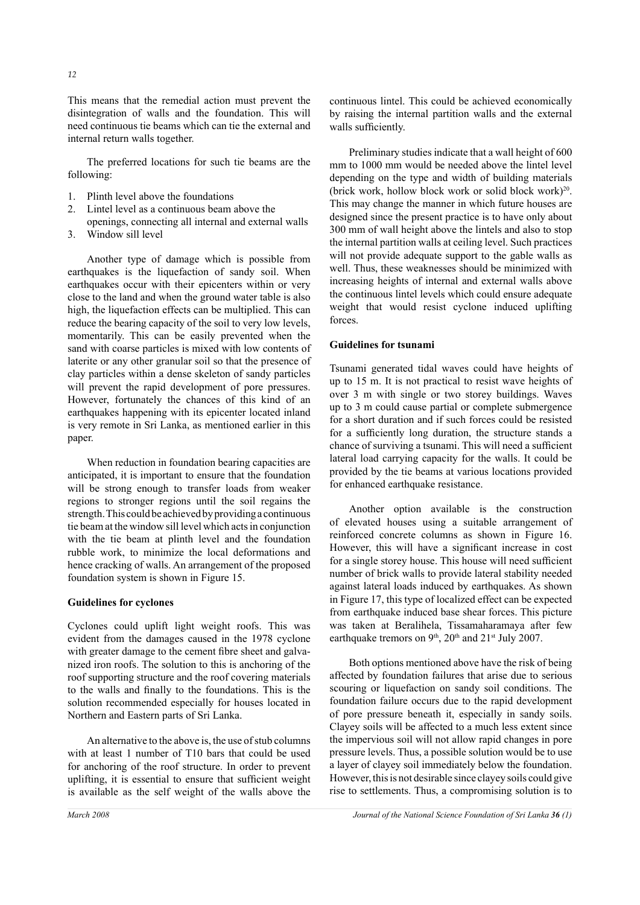This means that the remedial action must prevent the disintegration of walls and the foundation. This will need continuous tie beams which can tie the external and internal return walls together.

The preferred locations for such tie beams are the following:

1. Plinth level above the foundations
2. Lintel level as a continuous beam above the openings, connecting all internal and external walls
3. Window sill level

Another type of damage which is possible from earthquakes is the liquefaction of sandy soil. When earthquakes occur with their epicenters within or very close to the land and when the ground water table is also high, the liquefaction effects can be multiplied. This can reduce the bearing capacity of the soil to very low levels, momentarily. This can be easily prevented when the sand with coarse particles is mixed with low contents of laterite or any other granular soil so that the presence of clay particles within a dense skeleton of sandy particles will prevent the rapid development of pore pressures. However, fortunately the chances of this kind of an earthquakes happening with its epicenter located inland is very remote in Sri Lanka, as mentioned earlier in this paper.

When reduction in foundation bearing capacities are anticipated, it is important to ensure that the foundation will be strong enough to transfer loads from weaker regions to stronger regions until the soil regains the strength. This could be achieved by providing a continuous tie beam at the window sill level which acts in conjunction with the tie beam at plinth level and the foundation rubble work, to minimize the local deformations and hence cracking of walls. An arrangement of the proposed foundation system is shown in Figure 15.

**Guidelines for cyclones**

Cyclones could uplift light weight roofs. This was evident from the damages caused in the 1978 cyclone with greater damage to the cement fibre sheet and galvanized iron roofs. The solution to this is anchoring of the roof supporting structure and the roof covering materials to the walls and finally to the foundations. This is the solution recommended especially for houses located in Northern and Eastern parts of Sri Lanka.

An alternative to the above is, the use of stub columns with at least 1 number of T10 bars that could be used for anchoring of the roof structure. In order to prevent uplifting, it is essential to ensure that sufficient weight is available as the self weight of the walls above the continuous lintel. This could be achieved economically by raising the internal partition walls and the external walls sufficiently.

Preliminary studies indicate that a wall height of 600 mm to 1000 mm would be needed above the lintel level depending on the type and width of building materials (brick work, hollow block work or solid block work)[20]. This may change the manner in which future houses are designed since the present practice is to have only about 300 mm of wall height above the lintels and also to stop the internal partition walls at ceiling level. Such practices will not provide adequate support to the gable walls as well. Thus, these weaknesses should be minimized with increasing heights of internal and external walls above the continuous lintel levels which could ensure adequate weight that would resist cyclone induced uplifting forces.

**Guidelines for tsunami**

Tsunami generated tidal waves could have heights of up to 15 m. It is not practical to resist wave heights of over 3 m with single or two storey buildings. Waves up to 3 m could cause partial or complete submergence for a short duration and if such forces could be resisted for a sufficiently long duration, the structure stands a chance of surviving a tsunami. This will need a sufficient lateral load carrying capacity for the walls. It could be provided by the tie beams at various locations provided for enhanced earthquake resistance.

Another option available is the construction of elevated houses using a suitable arrangement of reinforced concrete columns as shown in Figure 16. However, this will have a significant increase in cost for a single storey house. This house will need sufficient number of brick walls to provide lateral stability needed against lateral loads induced by earthquakes. As shown in Figure 17, this type of localized effect can be expected from earthquake induced base shear forces. This picture was taken at Beralihela, Tissamaharamaya after few earthquake tremors on 9th, 20th and 21st July 2007.

Both options mentioned above have the risk of being affected by foundation failures that arise due to serious scouring or liquefaction on sandy soil conditions. The foundation failure occurs due to the rapid development of pore pressure beneath it, especially in sandy soils. Clayey soils will be affected to a much less extent since the impervious soil will not allow rapid changes in pore pressure levels. Thus, a possible solution would be to use a layer of clayey soil immediately below the foundation. However, this is not desirable since clayey soils could give rise to settlements. Thus, a compromising solution is to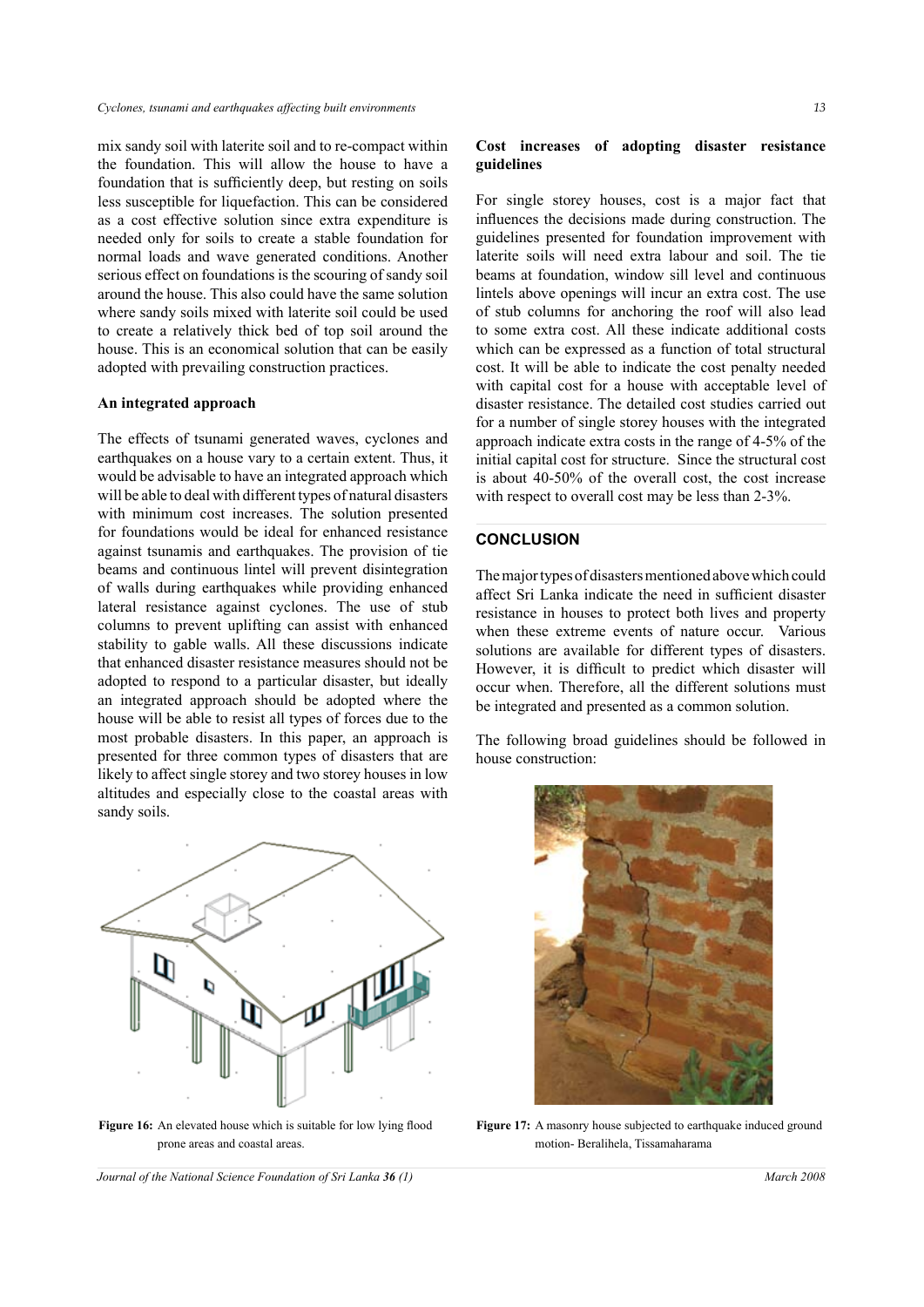mix sandy soil with laterite soil and to re-compact within the foundation. This will allow the house to have a foundation that is sufficiently deep, but resting on soils less susceptible for liquefaction. This can be considered as a cost effective solution since extra expenditure is needed only for soils to create a stable foundation for normal loads and wave generated conditions. Another serious effect on foundations is the scouring of sandy soil around the house. This also could have the same solution where sandy soils mixed with laterite soil could be used to create a relatively thick bed of top soil around the house. This is an economical solution that can be easily adopted with prevailing construction practices.

**An integrated approach**

The effects of tsunami generated waves, cyclones and earthquakes on a house vary to a certain extent. Thus, it would be advisable to have an integrated approach which will be able to deal with different types of natural disasters with minimum cost increases. The solution presented for foundations would be ideal for enhanced resistance against tsunamis and earthquakes. The provision of tie beams and continuous lintel will prevent disintegration of walls during earthquakes while providing enhanced lateral resistance against cyclones. The use of stub columns to prevent uplifting can assist with enhanced stability to gable walls. All these discussions indicate that enhanced disaster resistance measures should not be adopted to respond to a particular disaster, but ideally an integrated approach should be adopted where the house will be able to resist all types of forces due to the most probable disasters. In this paper, an approach is presented for three common types of disasters that are likely to affect single storey and two storey houses in low altitudes and especially close to the coastal areas with sandy soils.

**Figure 16:** An elevated house which is suitable for low lying flood prone areas and coastal areas.

**Cost increases of adopting disaster resistance guidelines**

For single storey houses, cost is a major fact that influences the decisions made during construction. The guidelines presented for foundation improvement with laterite soils will need extra labour and soil. The tie beams at foundation, window sill level and continuous lintels above openings will incur an extra cost. The use of stub columns for anchoring the roof will also lead to some extra cost. All these indicate additional costs which can be expressed as a function of total structural cost. It will be able to indicate the cost penalty needed with capital cost for a house with acceptable level of disaster resistance. The detailed cost studies carried out for a number of single storey houses with the integrated approach indicate extra costs in the range of 4-5% of the initial capital cost for structure. Since the structural cost is about 40-50% of the overall cost, the cost increase with respect to overall cost may be less than 2-3%.

## CONCLUSION

The major types of disasters mentioned above which could affect Sri Lanka indicate the need in sufficient disaster resistance in houses to protect both lives and property when these extreme events of nature occur. Various solutions are available for different types of disasters. However, it is difficult to predict which disaster will occur when. Therefore, all the different solutions must be integrated and presented as a common solution.

The following broad guidelines should be followed in house construction:

**Figure 17:** A masonry house subjected to earthquake induced ground motion- Beralihela, Tissamaharama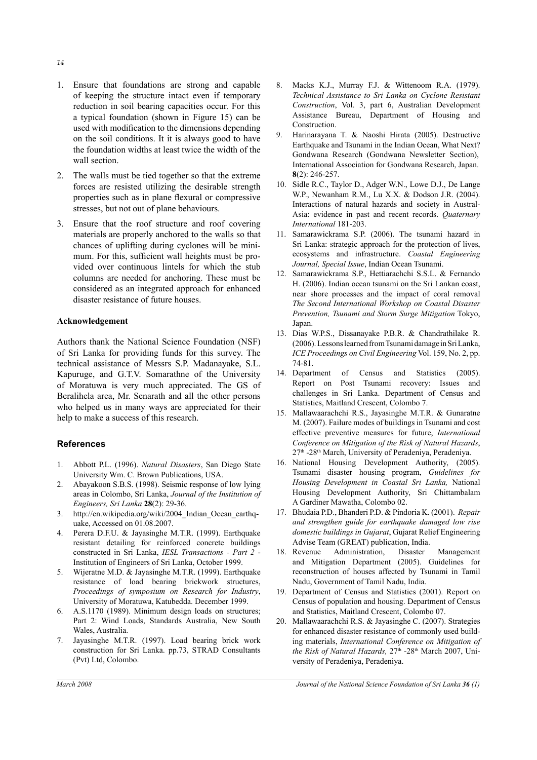1. Ensure that foundations are strong and capable of keeping the structure intact even if temporary reduction in soil bearing capacities occur. For this a typical foundation (shown in Figure 15) can be used with modification to the dimensions depending on the soil conditions. It it is always good to have the foundation widths at least twice the width of the wall section.
2. The walls must be tied together so that the extreme forces are resisted utilizing the desirable strength properties such as in plane flexural or compressive stresses, but not out of plane behaviours.
3. Ensure that the roof structure and roof covering materials are properly anchored to the walls so that chances of uplifting during cyclones will be minimum. For this, sufficient wall heights must be provided over continuous lintels for which the stub columns are needed for anchoring. These must be considered as an integrated approach for enhanced disaster resistance of future houses.

**Acknowledgement**

Authors thank the National Science Foundation (NSF) of Sri Lanka for providing funds for this survey. The technical assistance of Messrs S.P. Madanayake, S.L. Kapuruge, and G.T.V. Somarathne of the University of Moratuwa is very much appreciated. The GS of Beralihela area, Mr. Senarath and all the other persons who helped us in many ways are appreciated for their help to make a success of this research.

## References

1. Abbott P.L. (1996). *Natural Disasters*, San Diego State University Wm. C. Brown Publications, USA.
2. Abayakoon S.B.S. (1998). Seismic response of low lying areas in Colombo, Sri Lanka, *Journal of the Institution of Engineers, Sri Lanka* **28**(2): 29-36.
3. http://en.wikipedia.org/wiki/2004_Indian_Ocean_earthquake, Accessed on 01.08.2007.
4. Perera D.F.U. & Jayasinghe M.T.R. (1999). Earthquake resistant detailing for reinforced concrete buildings constructed in Sri Lanka, *IESL Transactions - Part 2* - Institution of Engineers of Sri Lanka, October 1999.
5. Wijeratne M.D. & Jayasinghe M.T.R. (1999). Earthquake resistance of load bearing brickwork structures, *Proceedings of symposium on Research for Industry*, University of Moratuwa, Katubedda. December 1999.
6. A.S.1170 (1989). Minimum design loads on structures; Part 2: Wind Loads, Standards Australia, New South Wales, Australia.
7. Jayasinghe M.T.R. (1997). Load bearing brick work construction for Sri Lanka. pp.73, STRAD Consultants (Pvt) Ltd, Colombo.
8. Macks K.J., Murray F.J. & Wittenoom R.A. (1979). *Technical Assistance to Sri Lanka on Cyclone Resistant Construction*, Vol. 3, part 6, Australian Development Assistance Bureau, Department of Housing and Construction.
9. Harinarayana T. & Naoshi Hirata (2005). Destructive Earthquake and Tsunami in the Indian Ocean, What Next? Gondwana Research (Gondwana Newsletter Section), International Association for Gondwana Research, Japan. **8**(2): 246-257.
10. Sidle R.C., Taylor D., Adger W.N., Lowe D.J., De Lange W.P., Newanham R.M., Lu X.X. & Dodson J.R. (2004). Interactions of natural hazards and society in Austral-Asia: evidence in past and recent records. *Quaternary International* 181-203.
11. Samarawickrama S.P. (2006). The tsunami hazard in Sri Lanka: strategic approach for the protection of lives, ecosystems and infrastructure. *Coastal Engineering Journal, Special Issue*, Indian Ocean Tsunami.
12. Samarawickrama S.P., Hettiarachchi S.S.L. & Fernando H. (2006). Indian ocean tsunami on the Sri Lankan coast, near shore processes and the impact of coral removal *The Second International Workshop on Coastal Disaster Prevention, Tsunami and Storm Surge Mitigation* Tokyo, Japan.
13. Dias W.P.S., Dissanayake P.B.R. & Chandrathilake R. (2006). Lessons learned from Tsunami damage in Sri Lanka, *ICE Proceedings on Civil Engineering* Vol. 159, No. 2, pp. 74-81.
14. Department of Census and Statistics (2005). Report on Post Tsunami recovery: Issues and challenges in Sri Lanka. Department of Census and Statistics, Maitland Crescent, Colombo 7.
15. Mallawaarachchi R.S., Jayasinghe M.T.R. & Gunaratne M. (2007). Failure modes of buildings in Tsunami and cost effective preventive measures for future, *International Conference on Mitigation of the Risk of Natural Hazards*, 27th -28th March, University of Peradeniya, Peradeniya.
16. National Housing Development Authority, (2005). Tsunami disaster housing program, *Guidelines for Housing Development in Coastal Sri Lanka,* National Housing Development Authority, Sri Chittambalam A Gardiner Mawatha, Colombo 02.
17. Bhudaia P.D., Bhanderi P.D. & Pindoria K. (2001). *Repair and strengthen guide for earthquake damaged low rise domestic buildings in Gujarat*, Gujarat Relief Engineering Advise Team (GREAT) publication, India.
18. Revenue Administration, Disaster Management and Mitigation Department (2005). Guidelines for reconstruction of houses affected by Tsunami in Tamil Nadu, Government of Tamil Nadu, India.
19. Department of Census and Statistics (2001). Report on Census of population and housing. Department of Census and Statistics, Maitland Crescent, Colombo 07.
20. Mallawaarachchi R.S. & Jayasinghe C. (2007). Strategies for enhanced disaster resistance of commonly used building materials, *International Conference on Mitigation of the Risk of Natural Hazards,* 27th -28th March 2007, University of Peradeniya, Peradeniya.